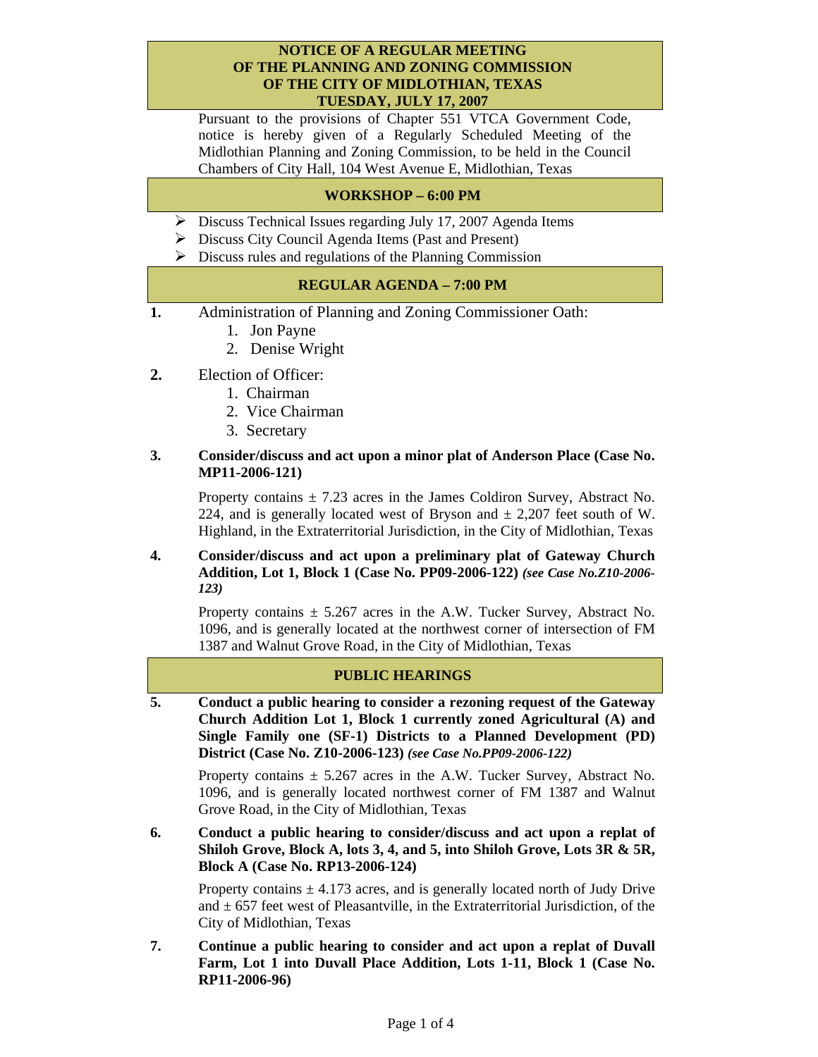# NOTICE OF A REGULAR MEETING OF THE PLANNING AND ZONING COMMISSION OF THE CITY OF MIDLOTHIAN, TEXAS TUESDAY, JULY 17, 2007

Pursuant to the provisions of Chapter 551 VTCA Government Code, notice is hereby given of a Regularly Scheduled Meeting of the Midlothian Planning and Zoning Commission, to be held in the Council Chambers of City Hall, 104 West Avenue E, Midlothian, Texas

## WORKSHOP – 6:00 PM

- Discuss Technical Issues regarding July 17, 2007 Agenda Items
- Discuss City Council Agenda Items (Past and Present)
- Discuss rules and regulations of the Planning Commission

## REGULAR AGENDA – 7:00 PM

**1.** Administration of Planning and Zoning Commissioner Oath:

1. Jon Payne
2. Denise Wright

**2.** Election of Officer:

1. Chairman
2. Vice Chairman
3. Secretary

**3. Consider/discuss and act upon a minor plat of Anderson Place (Case No. MP11-2006-121)**

Property contains ± 7.23 acres in the James Coldiron Survey, Abstract No. 224, and is generally located west of Bryson and ± 2,207 feet south of W. Highland, in the Extraterritorial Jurisdiction, in the City of Midlothian, Texas

**4. Consider/discuss and act upon a preliminary plat of Gateway Church Addition, Lot 1, Block 1 (Case No. PP09-2006-122)** ***(see Case No.Z10-2006-123)***

Property contains ± 5.267 acres in the A.W. Tucker Survey, Abstract No. 1096, and is generally located at the northwest corner of intersection of FM 1387 and Walnut Grove Road, in the City of Midlothian, Texas

## PUBLIC HEARINGS

**5. Conduct a public hearing to consider a rezoning request of the Gateway Church Addition Lot 1, Block 1 currently zoned Agricultural (A) and Single Family one (SF-1) Districts to a Planned Development (PD) District (Case No. Z10-2006-123)** ***(see Case No.PP09-2006-122)***

Property contains ± 5.267 acres in the A.W. Tucker Survey, Abstract No. 1096, and is generally located northwest corner of FM 1387 and Walnut Grove Road, in the City of Midlothian, Texas

**6. Conduct a public hearing to consider/discuss and act upon a replat of Shiloh Grove, Block A, lots 3, 4, and 5, into Shiloh Grove, Lots 3R & 5R, Block A (Case No. RP13-2006-124)**

Property contains ± 4.173 acres, and is generally located north of Judy Drive and ± 657 feet west of Pleasantville, in the Extraterritorial Jurisdiction, of the City of Midlothian, Texas

**7. Continue a public hearing to consider and act upon a replat of Duvall Farm, Lot 1 into Duvall Place Addition, Lots 1-11, Block 1 (Case No. RP11-2006-96)**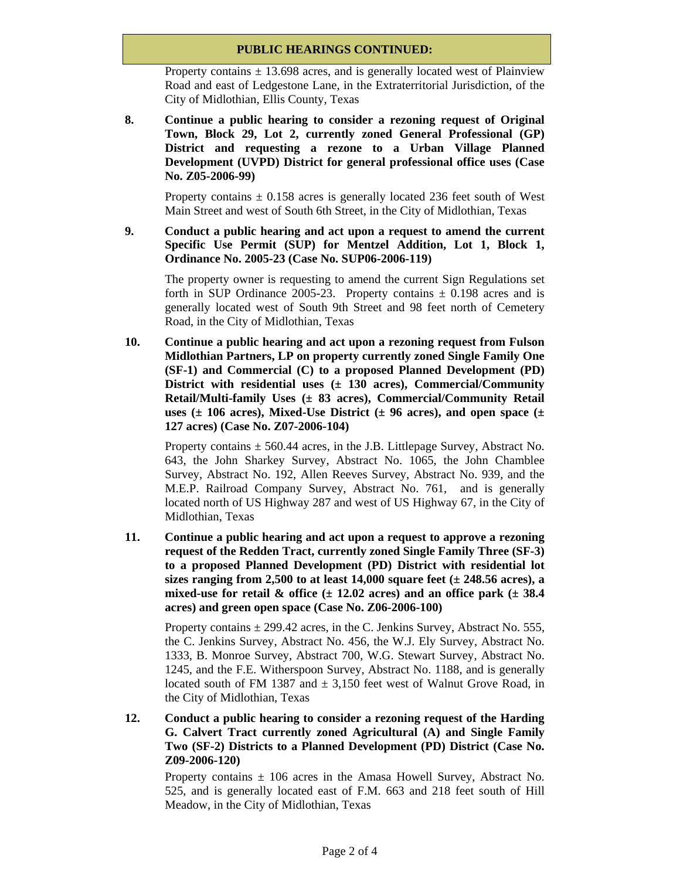**PUBLIC HEARINGS CONTINUED:**

Property contains ± 13.698 acres, and is generally located west of Plainview Road and east of Ledgestone Lane, in the Extraterritorial Jurisdiction, of the City of Midlothian, Ellis County, Texas

**8. Continue a public hearing to consider a rezoning request of Original Town, Block 29, Lot 2, currently zoned General Professional (GP) District and requesting a rezone to a Urban Village Planned Development (UVPD) District for general professional office uses (Case No. Z05-2006-99)**

Property contains ± 0.158 acres is generally located 236 feet south of West Main Street and west of South 6th Street, in the City of Midlothian, Texas

**9. Conduct a public hearing and act upon a request to amend the current Specific Use Permit (SUP) for Mentzel Addition, Lot 1, Block 1, Ordinance No. 2005-23 (Case No. SUP06-2006-119)**

The property owner is requesting to amend the current Sign Regulations set forth in SUP Ordinance 2005-23. Property contains ± 0.198 acres and is generally located west of South 9th Street and 98 feet north of Cemetery Road, in the City of Midlothian, Texas

**10. Continue a public hearing and act upon a rezoning request from Fulson Midlothian Partners, LP on property currently zoned Single Family One (SF-1) and Commercial (C) to a proposed Planned Development (PD) District with residential uses (± 130 acres), Commercial/Community Retail/Multi-family Uses (± 83 acres), Commercial/Community Retail uses (± 106 acres), Mixed-Use District (± 96 acres), and open space (± 127 acres) (Case No. Z07-2006-104)**

Property contains ± 560.44 acres, in the J.B. Littlepage Survey, Abstract No. 643, the John Sharkey Survey, Abstract No. 1065, the John Chamblee Survey, Abstract No. 192, Allen Reeves Survey, Abstract No. 939, and the M.E.P. Railroad Company Survey, Abstract No. 761, and is generally located north of US Highway 287 and west of US Highway 67, in the City of Midlothian, Texas

**11. Continue a public hearing and act upon a request to approve a rezoning request of the Redden Tract, currently zoned Single Family Three (SF-3) to a proposed Planned Development (PD) District with residential lot sizes ranging from 2,500 to at least 14,000 square feet (± 248.56 acres), a mixed-use for retail & office (± 12.02 acres) and an office park (± 38.4 acres) and green open space (Case No. Z06-2006-100)**

Property contains ± 299.42 acres, in the C. Jenkins Survey, Abstract No. 555, the C. Jenkins Survey, Abstract No. 456, the W.J. Ely Survey, Abstract No. 1333, B. Monroe Survey, Abstract 700, W.G. Stewart Survey, Abstract No. 1245, and the F.E. Witherspoon Survey, Abstract No. 1188, and is generally located south of FM 1387 and ± 3,150 feet west of Walnut Grove Road, in the City of Midlothian, Texas

**12. Conduct a public hearing to consider a rezoning request of the Harding G. Calvert Tract currently zoned Agricultural (A) and Single Family Two (SF-2) Districts to a Planned Development (PD) District (Case No. Z09-2006-120)**

Property contains ± 106 acres in the Amasa Howell Survey, Abstract No. 525, and is generally located east of F.M. 663 and 218 feet south of Hill Meadow, in the City of Midlothian, Texas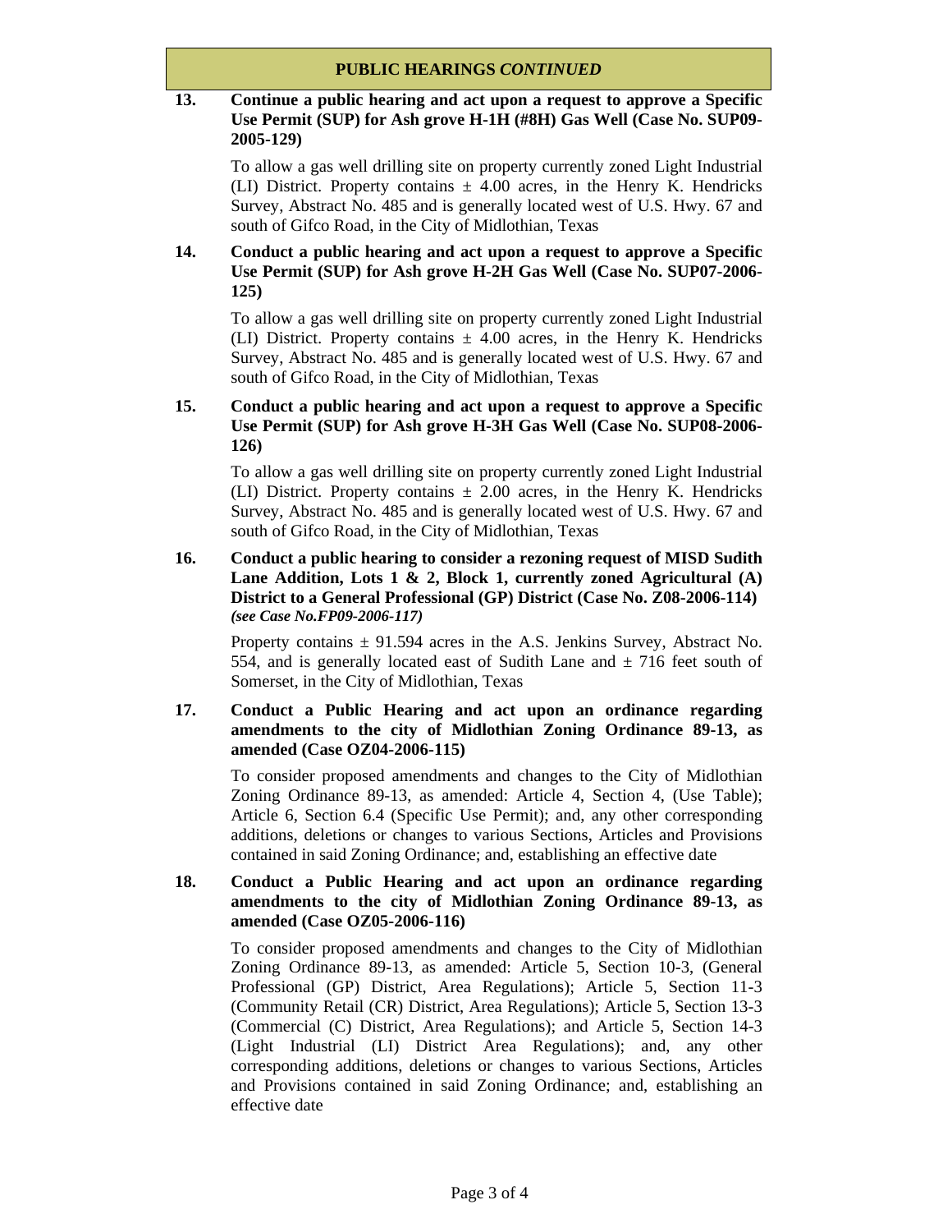## PUBLIC HEARINGS *CONTINUED*

**13. Continue a public hearing and act upon a request to approve a Specific Use Permit (SUP) for Ash grove H-1H (#8H) Gas Well (Case No. SUP09-2005-129)**

To allow a gas well drilling site on property currently zoned Light Industrial (LI) District. Property contains ± 4.00 acres, in the Henry K. Hendricks Survey, Abstract No. 485 and is generally located west of U.S. Hwy. 67 and south of Gifco Road, in the City of Midlothian, Texas

**14. Conduct a public hearing and act upon a request to approve a Specific Use Permit (SUP) for Ash grove H-2H Gas Well (Case No. SUP07-2006-125)**

To allow a gas well drilling site on property currently zoned Light Industrial (LI) District. Property contains ± 4.00 acres, in the Henry K. Hendricks Survey, Abstract No. 485 and is generally located west of U.S. Hwy. 67 and south of Gifco Road, in the City of Midlothian, Texas

**15. Conduct a public hearing and act upon a request to approve a Specific Use Permit (SUP) for Ash grove H-3H Gas Well (Case No. SUP08-2006-126)**

To allow a gas well drilling site on property currently zoned Light Industrial (LI) District. Property contains ± 2.00 acres, in the Henry K. Hendricks Survey, Abstract No. 485 and is generally located west of U.S. Hwy. 67 and south of Gifco Road, in the City of Midlothian, Texas

**16. Conduct a public hearing to consider a rezoning request of MISD Sudith Lane Addition, Lots 1 & 2, Block 1, currently zoned Agricultural (A) District to a General Professional (GP) District (Case No. Z08-2006-114)** ***(see Case No.FP09-2006-117)***

Property contains ± 91.594 acres in the A.S. Jenkins Survey, Abstract No. 554, and is generally located east of Sudith Lane and ± 716 feet south of Somerset, in the City of Midlothian, Texas

**17. Conduct a Public Hearing and act upon an ordinance regarding amendments to the city of Midlothian Zoning Ordinance 89-13, as amended (Case OZ04-2006-115)**

To consider proposed amendments and changes to the City of Midlothian Zoning Ordinance 89-13, as amended: Article 4, Section 4, (Use Table); Article 6, Section 6.4 (Specific Use Permit); and, any other corresponding additions, deletions or changes to various Sections, Articles and Provisions contained in said Zoning Ordinance; and, establishing an effective date

**18. Conduct a Public Hearing and act upon an ordinance regarding amendments to the city of Midlothian Zoning Ordinance 89-13, as amended (Case OZ05-2006-116)**

To consider proposed amendments and changes to the City of Midlothian Zoning Ordinance 89-13, as amended: Article 5, Section 10-3, (General Professional (GP) District, Area Regulations); Article 5, Section 11-3 (Community Retail (CR) District, Area Regulations); Article 5, Section 13-3 (Commercial (C) District, Area Regulations); and Article 5, Section 14-3 (Light Industrial (LI) District Area Regulations); and, any other corresponding additions, deletions or changes to various Sections, Articles and Provisions contained in said Zoning Ordinance; and, establishing an effective date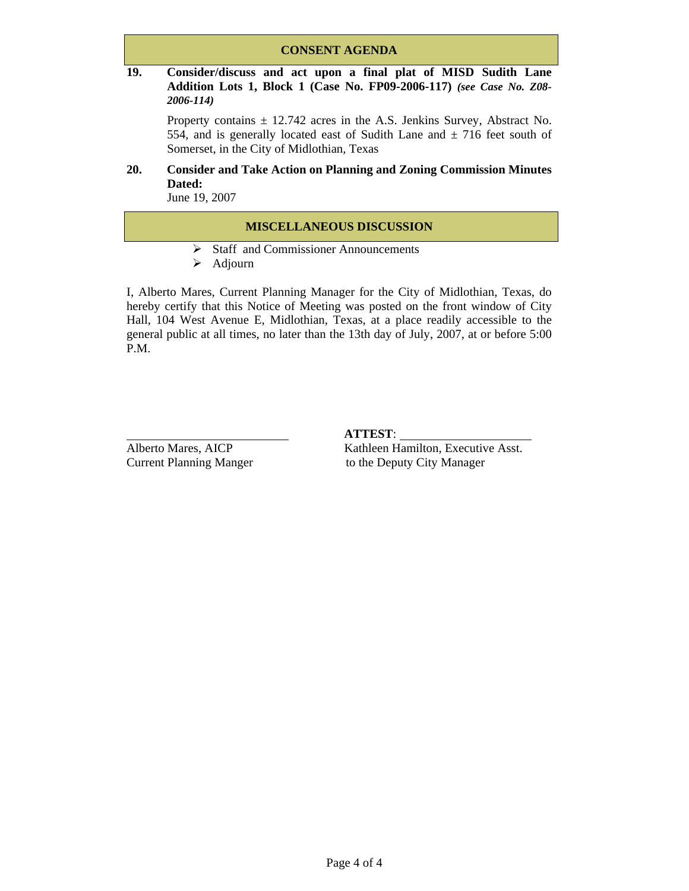## CONSENT AGENDA

**19. Consider/discuss and act upon a final plat of MISD Sudith Lane Addition Lots 1, Block 1 (Case No. FP09-2006-117)** ***(see Case No. Z08-2006-114)***

Property contains ± 12.742 acres in the A.S. Jenkins Survey, Abstract No. 554, and is generally located east of Sudith Lane and ± 716 feet south of Somerset, in the City of Midlothian, Texas

**20. Consider and Take Action on Planning and Zoning Commission Minutes Dated:**
June 19, 2007

## MISCELLANEOUS DISCUSSION

- Staff and Commissioner Announcements
- Adjourn

I, Alberto Mares, Current Planning Manager for the City of Midlothian, Texas, do hereby certify that this Notice of Meeting was posted on the front window of City Hall, 104 West Avenue E, Midlothian, Texas, at a place readily accessible to the general public at all times, no later than the 13th day of July, 2007, at or before 5:00 P.M.

______________________________
Alberto Mares, AICP
Current Planning Manger

**ATTEST**: ______________________
Kathleen Hamilton, Executive Asst.
to the Deputy City Manager